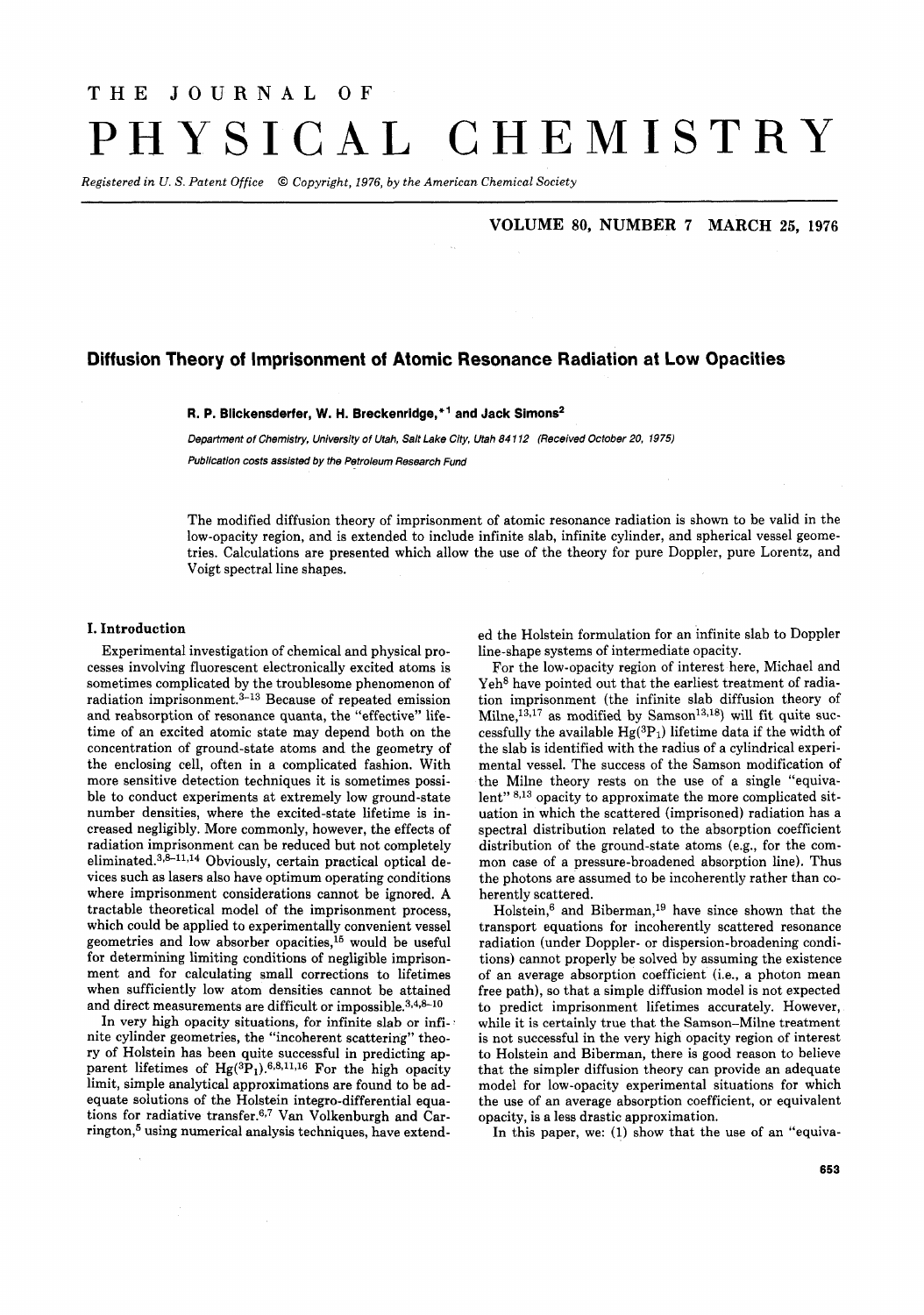# Diffusion Theory of Imprisonment of Atomic Resonance Radiation at Low Opacities

**R. P. Blickensderfer, W. H. Breckenridge,\*[1] and Jack Simons[2]**

*Department of Chemistry, University of Utah, Salt Lake City, Utah 84112 (Received October 20, 1975)*

*Publication costs assisted by the Petroleum Research Fund*

The modified diffusion theory of imprisonment of atomic resonance radiation is shown to be valid in the low-opacity region, and is extended to include infinite slab, infinite cylinder, and spherical vessel geometries. Calculations are presented which allow the use of the theory for pure Doppler, pure Lorentz, and Voigt spectral line shapes.

## I. Introduction

Experimental investigation of chemical and physical processes involving fluorescent electronically excited atoms is sometimes complicated by the troublesome phenomenon of radiation imprisonment.[3-13] Because of repeated emission and reabsorption of resonance quanta, the "effective" lifetime of an excited atomic state may depend both on the concentration of ground-state atoms and the geometry of the enclosing cell, often in a complicated fashion. With more sensitive detection techniques it is sometimes possible to conduct experiments at extremely low ground-state number densities, where the excited-state lifetime is increased negligibly. More commonly, however, the effects of radiation imprisonment can be reduced but not completely eliminated.[3,8-11,14] Obviously, certain practical optical devices such as lasers also have optimum operating conditions where imprisonment considerations cannot be ignored. A tractable theoretical model of the imprisonment process, which could be applied to experimentally convenient vessel geometries and low absorber opacities,[15] would be useful for determining limiting conditions of negligible imprisonment and for calculating small corrections to lifetimes when sufficiently low atom densities cannot be attained and direct measurements are difficult or impossible.[3,4,8-10]

In very high opacity situations, for infinite slab or infinite cylinder geometries, the "incoherent scattering" theory of Holstein has been quite successful in predicting apparent lifetimes of $Hg(^3P_1)$.[6,8,11,16] For the high opacity limit, simple analytical approximations are found to be adequate solutions of the Holstein integro-differential equations for radiative transfer.[6,7] Van Volkenburgh and Carrington,[5] using numerical analysis techniques, have extended the Holstein formulation for an infinite slab to Doppler line-shape systems of intermediate opacity.

For the low-opacity region of interest here, Michael and Yeh[8] have pointed out that the earliest treatment of radiation imprisonment (the infinite slab diffusion theory of Milne,[13,17] as modified by Samson[13,18]) will fit quite successfully the available $Hg(^3P_1)$ lifetime data if the width of the slab is identified with the radius of a cylindrical experimental vessel. The success of the Samson modification of the Milne theory rests on the use of a single "equivalent" [8,13] opacity to approximate the more complicated situation in which the scattered (imprisoned) radiation has a spectral distribution related to the absorption coefficient distribution of the ground-state atoms (e.g., for the common case of a pressure-broadened absorption line). Thus the photons are assumed to be incoherently rather than coherently scattered.

Holstein,[6] and Biberman,[19] have since shown that the transport equations for incoherently scattered resonance radiation (under Doppler- or dispersion-broadening conditions) cannot properly be solved by assuming the existence of an average absorption coefficient (i.e., a photon mean free path), so that a simple diffusion model is not expected to predict imprisonment lifetimes accurately. However, while it is certainly true that the Samson–Milne treatment is not successful in the very high opacity region of interest to Holstein and Biberman, there is good reason to believe that the simpler diffusion theory can provide an adequate model for low-opacity experimental situations for which the use of an average absorption coefficient, or equivalent opacity, is a less drastic approximation.

In this paper, we: (1) show that the use of an "equiva-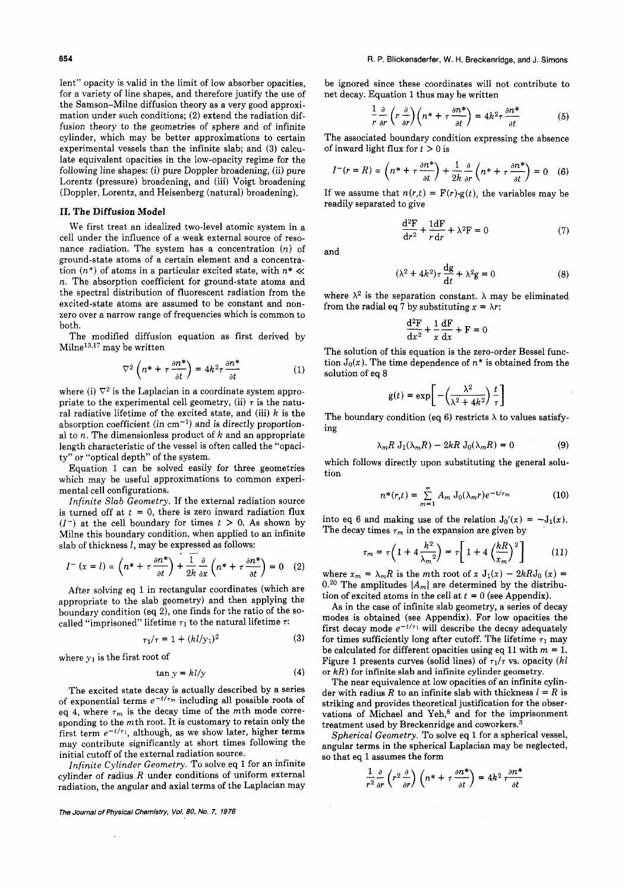lent" opacity is valid in the limit of low absorber opacities, for a variety of line shapes, and therefore justify the use of the Samson–Milne diffusion theory as a very good approximation under such conditions; (2) extend the radiation diffusion theory to the geometries of sphere and of infinite cylinder, which may be better approximations to certain experimental vessels than the infinite slab; and (3) calculate equivalent opacities in the low-opacity regime for the following line shapes: (i) pure Doppler broadening, (ii) pure Lorentz (pressure) broadening, and (iii) Voigt broadening (Doppler, Lorentz, and Heisenberg (natural) broadening).

## II. The Diffusion Model

We first treat an idealized two-level atomic system in a cell under the influence of a weak external source of resonance radiation. The system has a concentration ($n$) of ground-state atoms of a certain element and a concentration ($n^*$) of atoms in a particular excited state, with $n^* \ll n$. The absorption coefficient for ground-state atoms and the spectral distribution of fluorescent radiation from the excited-state atoms are assumed to be constant and nonzero over a narrow range of frequencies which is common to both.

The modified diffusion equation as first derived by Milne[13,17] may be written

$$\nabla^2 \left(n^* + \tau \frac{\partial n^*}{\partial t}\right) = 4k^2 \tau \frac{\partial n^*}{\partial t} \tag{1}$$

where (i) $\nabla^2$ is the Laplacian in a coordinate system appropriate to the experimental cell geometry, (ii) $\tau$ is the natural radiative lifetime of the excited state, and (iii) $k$ is the absorption coefficient (in $cm^{-1}$) and is directly proportional to $n$. The dimensionless product of $k$ and an appropriate length characteristic of the vessel is often called the "opacity" or "optical depth" of the system.

Equation 1 can be solved easily for three geometries which may be useful approximations to common experimental cell configurations.

*Infinite Slab Geometry.* If the external radiation source is turned off at $t = 0$, there is zero inward radiation flux ($I^-$) at the cell boundary for times $t > 0$. As shown by Milne this boundary condition, when applied to an infinite slab of thickness $l$, may be expressed as follows:

$$I^- (x = l) \propto \left(n^* + \tau \frac{\partial n^*}{\partial t}\right) + \frac{1}{2k} \frac{\partial}{\partial x} \left(n^* + \tau \frac{\partial n^*}{\partial t}\right) = 0 \tag{2}$$

After solving eq 1 in rectangular coordinates (which are appropriate to the slab geometry) and then applying the boundary condition (eq 2), one finds for the ratio of the so-called "imprisoned" lifetime $\tau_1$ to the natural lifetime $\tau$:

$$\tau_1/\tau = 1 + (kl/y_1)^2 \tag{3}$$

where $y_1$ is the first root of

$$\tan y = kl/y \tag{4}$$

The excited state decay is actually described by a series of exponential terms $e^{-t/\tau_m}$ including all possible roots of eq 4, where $\tau_m$ is the decay time of the $m$th mode corresponding to the $m$th root. It is customary to retain only the first term $e^{-t/\tau_1}$, although, as we show later, higher terms may contribute significantly at short times following the initial cutoff of the external radiation source.

*Infinite Cylinder Geometry.* To solve eq 1 for an infinite cylinder of radius $R$ under conditions of uniform external radiation, the angular and axial terms of the Laplacian may be ignored since these coordinates will not contribute to net decay. Equation 1 thus may be written

$$\frac{1}{r} \frac{\partial}{\partial r} \left(r \frac{\partial}{\partial r}\right) \left(n^* + \tau \frac{\partial n^*}{\partial t}\right) = 4k^2 \tau \frac{\partial n^*}{\partial t} \tag{5}$$

The associated boundary condition expressing the absence of inward light flux for $t > 0$ is

$$I^-(r = R) \propto \left(n^* + \tau \frac{\partial n^*}{\partial t}\right) + \frac{1}{2k} \frac{\partial}{\partial r} \left(n^* + \tau \frac{\partial n^*}{\partial t}\right) = 0 \tag{6}$$

If we assume that $n(r,t) = F(r) \cdot g(t)$, the variables may be readily separated to give

$$\frac{d^2F}{dr^2} + \frac{1}{r}\frac{dF}{dr} + \lambda^2 F = 0 \tag{7}$$

and

$$(\lambda^2 + 4k^2)\tau \frac{dg}{dt} + \lambda^2 g = 0 \tag{8}$$

where $\lambda^2$ is the separation constant. $\lambda$ may be eliminated from the radial eq 7 by substituting $x = \lambda r$:

$$\frac{d^2F}{dx^2} + \frac{1}{x}\frac{dF}{dx} + F = 0$$

The solution of this equation is the zero-order Bessel function $J_0(x)$. The time dependence of $n^*$ is obtained from the solution of eq 8

$$g(t) = \exp\left[-\left(\frac{\lambda^2}{\lambda^2 + 4k^2}\right)\frac{t}{\tau}\right]$$

The boundary condition (eq 6) restricts $\lambda$ to values satisfying

$$\lambda_m R \, J_1(\lambda_m R) - 2kR \, J_0(\lambda_m R) = 0 \tag{9}$$

which follows directly upon substituting the general solution

$$n^*(r,t) = \sum_{m=1}^{\infty} A_m \, J_0(\lambda_m r) e^{-t/\tau_m} \tag{10}$$

into eq 6 and making use of the relation $J_0'(x) = -J_1(x)$. The decay times $\tau_m$ in the expansion are given by

$$\tau_m = \tau\left(1 + 4\frac{k^2}{\lambda_m^2}\right) = \tau\left[1 + 4\left(\frac{kR}{x_m}\right)^2\right] \tag{11}$$

where $x_m = \lambda_m R$ is the $m$th root of $x \, J_1(x) - 2kRJ_0(x) = 0$.[20] The amplitudes $\{A_m\}$ are determined by the distribution of excited atoms in the cell at $t = 0$ (see Appendix).

As in the case of infinite slab geometry, a series of decay modes is obtained (see Appendix). For low opacities the first decay mode $e^{-t/\tau_1}$ will describe the decay adequately for times sufficiently long after cutoff. The lifetime $\tau_1$ may be calculated for different opacities using eq 11 with $m = 1$. Figure 1 presents curves (solid lines) of $\tau_1/\tau$ vs. opacity ($kl$ or $kR$) for infinite slab and infinite cylinder geometry.

The near equivalence at low opacities of an infinite cylinder with radius $R$ to an infinite slab with thickness $l = R$ is striking and provides theoretical justification for the observations of Michael and Yeh,[8] and for the imprisonment treatment used by Breckenridge and coworkers.[3]

*Spherical Geometry.* To solve eq 1 for a spherical vessel, angular terms in the spherical Laplacian may be neglected, so that eq 1 assumes the form

$$\frac{1}{r^2} \frac{\partial}{\partial r} \left(r^2 \frac{\partial}{\partial r}\right) \left(n^* + \tau \frac{\partial n^*}{\partial t}\right) = 4k^2 \tau \frac{\partial n^*}{\partial t}$$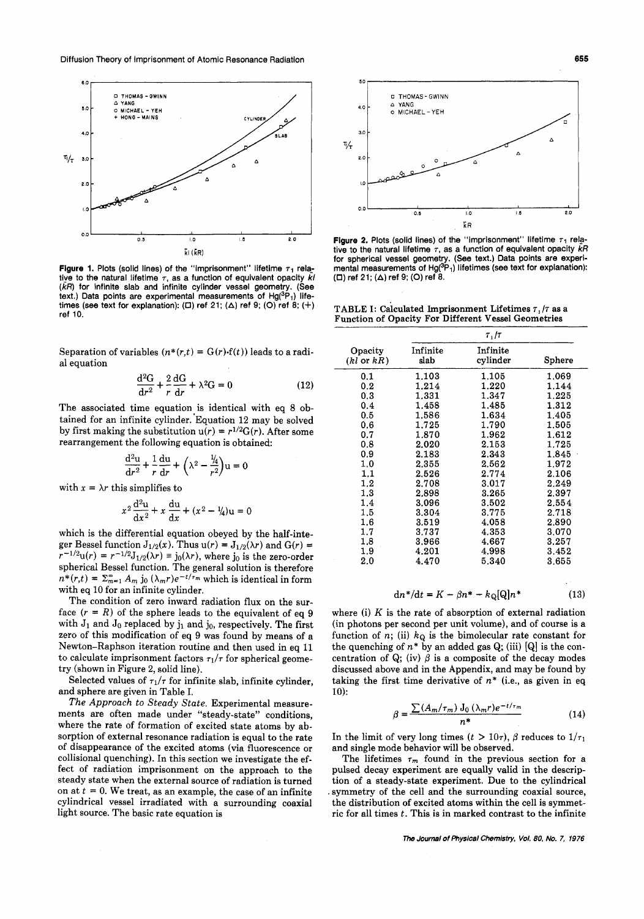Figure 1. Plots (solid lines) of the "imprisonment" lifetime $\tau_1$ relative to the natural lifetime $\tau$, as a function of equivalent opacity $\bar{k}l$ ($\bar{k}R$) for infinite slab and infinite cylinder vessel geometry. (See text.) Data points are experimental measurements of $Hg(^3P_1)$ lifetimes (see text for explanation): (□) ref 21; (△) ref 9; (○) ref 8; (+) ref 10.

Separation of variables ($n^*(r,t) = G(r) \cdot f(t)$) leads to a radial equation

$$\frac{d^2G}{dr^2} + \frac{2}{r}\frac{dG}{dr} + \lambda^2 G = 0 \tag{12}$$

The associated time equation is identical with eq 8 obtained for an infinite cylinder. Equation 12 may be solved by first making the substitution $u(r) = r^{1/2}G(r)$. After some rearrangement the following equation is obtained:

$$\frac{d^2u}{dr^2} + \frac{1}{r}\frac{du}{dr} + \left(\lambda^2 - \frac{1/4}{r^2}\right)u = 0$$

with $x = \lambda r$ this simplifies to

$$x^2\frac{d^2u}{dx^2} + x\frac{du}{dx} + (x^2 - 1/4)u = 0$$

which is the differential equation obeyed by the half-integer Bessel function $J_{1/2}(x)$. Thus $u(r) = J_{1/2}(\lambda r)$ and $G(r) = r^{-1/2}u(r) = r^{-1/2}J_{1/2}(\lambda r) \equiv j_0(\lambda r)$, where $j_0$ is the zero-order spherical Bessel function. The general solution is therefore $n^*(r,t) = \sum_{m=1}^{\infty} A_m j_0(\lambda_m r)e^{-t/\tau_m}$ which is identical in form with eq 10 for an infinite cylinder.

The condition of zero inward radiation flux on the surface ($r = R$) of the sphere leads to the equivalent of eq 9 with $J_1$ and $J_0$ replaced by $j_1$ and $j_0$, respectively. The first zero of this modification of eq 9 was found by means of a Newton–Raphson iteration routine and then used in eq 11 to calculate imprisonment factors $\tau_1/\tau$ for spherical geometry (shown in Figure 2, solid line).

Selected values of $\tau_1/\tau$ for infinite slab, infinite cylinder, and sphere are given in Table I.

*The Approach to Steady State.* Experimental measurements are often made under "steady-state" conditions, where the rate of formation of excited state atoms by absorption of external resonance radiation is equal to the rate of disappearance of the excited atoms (via fluorescence or collisional quenching). In this section we investigate the effect of radiation imprisonment on the approach to the steady state when the external source of radiation is turned on at $t = 0$. We treat, as an example, the case of an infinite cylindrical vessel irradiated with a surrounding coaxial light source. The basic rate equation is

Figure 2. Plots (solid lines) of the "imprisonment" lifetime $\tau_1$ relative to the natural lifetime $\tau$, as a function of equivalent opacity $\bar{k}R$ for spherical vessel geometry. (See text.) Data points are experimental measurements of $Hg(^3P_1)$ lifetimes (see text for explanation): (□) ref 21; (△) ref 9; (○) ref 8.

TABLE I: Calculated Imprisonment Lifetimes $\tau_1/\tau$ as a Function of Opacity For Different Vessel Geometries

| Opacity ($kl$ or $kR$) | Infinite slab | Infinite cylinder | Sphere |
|---|---|---|---|
| 0.1 | 1.103 | 1.105 | 1.069 |
| 0.2 | 1.214 | 1.220 | 1.144 |
| 0.3 | 1.331 | 1.347 | 1.225 |
| 0.4 | 1.458 | 1.485 | 1.312 |
| 0.5 | 1.586 | 1.634 | 1.405 |
| 0.6 | 1.725 | 1.790 | 1.505 |
| 0.7 | 1.870 | 1.962 | 1.612 |
| 0.8 | 2.020 | 2.153 | 1.725 |
| 0.9 | 2.183 | 2.343 | 1.845 |
| 1.0 | 2.355 | 2.562 | 1.972 |
| 1.1 | 2.526 | 2.774 | 2.106 |
| 1.2 | 2.708 | 3.017 | 2.249 |
| 1.3 | 2.898 | 3.265 | 2.397 |
| 1.4 | 3.096 | 3.502 | 2.554 |
| 1.5 | 3.304 | 3.775 | 2.718 |
| 1.6 | 3.519 | 4.058 | 2.890 |
| 1.7 | 3.737 | 4.353 | 3.070 |
| 1.8 | 3.966 | 4.667 | 3.257 |
| 1.9 | 4.201 | 4.998 | 3.452 |
| 2.0 | 4.470 | 5.340 | 3.655 |

$$dn^*/dt = K - \beta n^* - k_Q[Q]n^* \tag{13}$$

where (i) $K$ is the rate of absorption of external radiation (in photons per second per unit volume), and of course is a function of $n$; (ii) $k_Q$ is the bimolecular rate constant for the quenching of $n^*$ by an added gas Q; (iii) [Q] is the concentration of Q; (iv) $\beta$ is a composite of the decay modes discussed above and in the Appendix, and may be found by taking the first time derivative of $n^*$ (i.e., as given in eq 10):

$$\beta = \frac{\sum(A_m/\tau_m)\, J_0(\lambda_m r)e^{-t/\tau_m}}{n^*} \tag{14}$$

In the limit of very long times ($t > 10\tau$), $\beta$ reduces to $1/\tau_1$ and single mode behavior will be observed.

The lifetimes $\tau_m$ found in the previous section for a pulsed decay experiment are equally valid in the description of a steady-state experiment. Due to the cylindrical symmetry of the cell and the surrounding coaxial source, the distribution of excited atoms within the cell is symmetric for all times $t$. This is in marked contrast to the infinite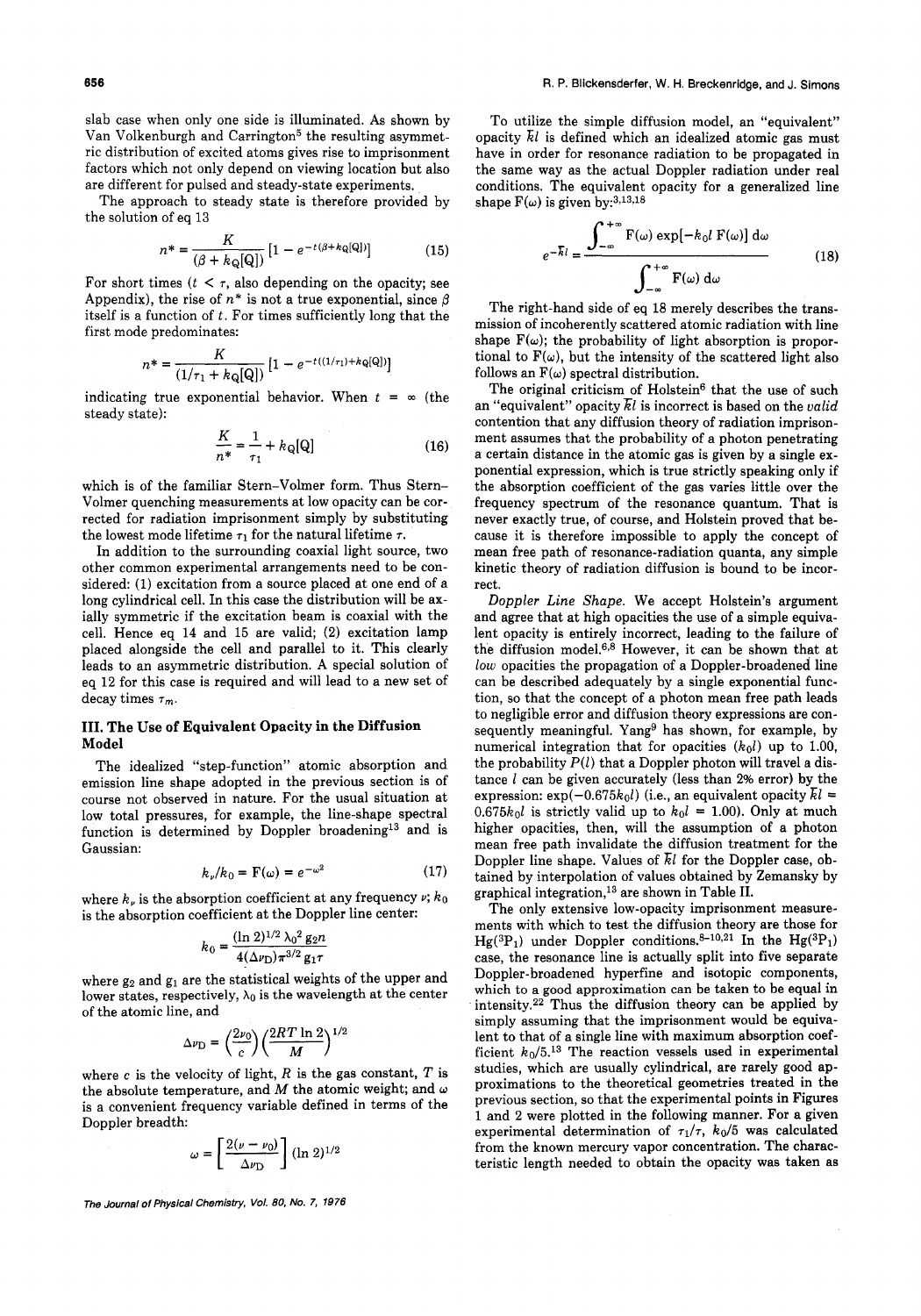slab case when only one side is illuminated. As shown by Van Volkenburgh and Carrington[5] the resulting asymmetric distribution of excited atoms gives rise to imprisonment factors which not only depend on viewing location but also are different for pulsed and steady-state experiments.

The approach to steady state is therefore provided by the solution of eq 13

$$n^* = \frac{K}{(\beta + k_Q[Q])}\left[1 - e^{-t(\beta + k_Q[Q])}\right] \tag{15}$$

For short times ($t < \tau$, also depending on the opacity; see Appendix), the rise of $n^*$ is not a true exponential, since $\beta$ itself is a function of $t$. For times sufficiently long that the first mode predominates:

$$n^* = \frac{K}{(1/\tau_1 + k_Q[Q])}\left[1 - e^{-t((1/\tau_1) + k_Q[Q])}\right]$$

indicating true exponential behavior. When $t = \infty$ (the steady state):

$$\frac{K}{n^*} = \frac{1}{\tau_1} + k_Q[Q] \tag{16}$$

which is of the familiar Stern–Volmer form. Thus Stern–Volmer quenching measurements at low opacity can be corrected for radiation imprisonment simply by substituting the lowest mode lifetime $\tau_1$ for the natural lifetime $\tau$.

In addition to the surrounding coaxial light source, two other common experimental arrangements need to be considered: (1) excitation from a source placed at one end of a long cylindrical cell. In this case the distribution will be axially symmetric if the excitation beam is coaxial with the cell. Hence eq 14 and 15 are valid; (2) excitation lamp placed alongside the cell and parallel to it. This clearly leads to an asymmetric distribution. A special solution of eq 12 for this case is required and will lead to a new set of decay times $\tau_m$.

## III. The Use of Equivalent Opacity in the Diffusion Model

The idealized "step-function" atomic absorption and emission line shape adopted in the previous section is of course not observed in nature. For the usual situation at low total pressures, for example, the line-shape spectral function is determined by Doppler broadening[13] and is Gaussian:

$$k_\nu/k_0 = F(\omega) = e^{-\omega^2} \tag{17}$$

where $k_\nu$ is the absorption coefficient at any frequency $\nu$; $k_0$ is the absorption coefficient at the Doppler line center:

$$k_0 = \frac{(\ln 2)^{1/2}\lambda_0^2 g_2 n}{4(\Delta\nu_D)\pi^{3/2} g_1 \tau}$$

where $g_2$ and $g_1$ are the statistical weights of the upper and lower states, respectively, $\lambda_0$ is the wavelength at the center of the atomic line, and

$$\Delta\nu_D = \left(\frac{2\nu_0}{c}\right)\left(\frac{2RT\ln 2}{M}\right)^{1/2}$$

where $c$ is the velocity of light, $R$ is the gas constant, $T$ is the absolute temperature, and $M$ the atomic weight; and $\omega$ is a convenient frequency variable defined in terms of the Doppler breadth:

$$\omega = \left[\frac{2(\nu - \nu_0)}{\Delta\nu_D}\right](\ln 2)^{1/2}$$

To utilize the simple diffusion model, an "equivalent" opacity $\bar{k}l$ is defined which an idealized atomic gas must have in order for resonance radiation to be propagated in the same way as the actual Doppler radiation under real conditions. The equivalent opacity for a generalized line shape $F(\omega)$ is given by:[3,13,18]

$$e^{-\bar{k}l} = \frac{\int_{-\infty}^{+\infty} F(\omega)\exp[-k_0 l\, F(\omega)]\, d\omega}{\int_{-\infty}^{+\infty} F(\omega)\, d\omega} \tag{18}$$

The right-hand side of eq 18 merely describes the transmission of incoherently scattered atomic radiation with line shape $F(\omega)$; the probability of light absorption is proportional to $F(\omega)$, but the intensity of the scattered light also follows an $F(\omega)$ spectral distribution.

The original criticism of Holstein[6] that the use of such an "equivalent" opacity $\bar{k}l$ is incorrect is based on the *valid* contention that any diffusion theory of radiation imprisonment assumes that the probability of a photon penetrating a certain distance in the atomic gas is given by a single exponential expression, which is true strictly speaking only if the absorption coefficient of the gas varies little over the frequency spectrum of the resonance quantum. That is never exactly true, of course, and Holstein proved that because it is therefore impossible to apply the concept of mean free path of resonance-radiation quanta, any simple kinetic theory of radiation diffusion is bound to be incorrect.

*Doppler Line Shape.* We accept Holstein's argument and agree that at high opacities the use of a simple equivalent opacity is entirely incorrect, leading to the failure of the diffusion model.[6,8] However, it can be shown that at *low* opacities the propagation of a Doppler-broadened line can be described adequately by a single exponential function, so that the concept of a photon mean free path leads to negligible error and diffusion theory expressions are consequently meaningful. Yang[9] has shown, for example, by numerical integration that for opacities ($k_0 l$) up to 1.00, the probability $P(l)$ that a Doppler photon will travel a distance $l$ can be given accurately (less than 2% error) by the expression: $\exp(-0.675k_0 l)$ (i.e., an equivalent opacity $\bar{k}l = 0.675k_0 l$ is strictly valid up to $k_0 l = 1.00$). Only at much higher opacities, then, will the assumption of a photon mean free path invalidate the diffusion treatment for the Doppler line shape. Values of $\bar{k}l$ for the Doppler case, obtained by interpolation of values obtained by Zemansky by graphical integration,[13] are shown in Table II.

The only extensive low-opacity imprisonment measurements with which to test the diffusion theory are those for $Hg(^3P_1)$ under Doppler conditions.[8–10,21] In the $Hg(^3P_1)$ case, the resonance line is actually split into five separate Doppler-broadened hyperfine and isotopic components, which to a good approximation can be taken to be equal in intensity.[22] Thus the diffusion theory can be applied by simply assuming that the imprisonment would be equivalent to that of a single line with maximum absorption coefficient $k_0/5$.[13] The reaction vessels used in experimental studies, which are usually cylindrical, are rarely good approximations to the theoretical geometries treated in the previous section, so that the experimental points in Figures 1 and 2 were plotted in the following manner. For a given experimental determination of $\tau_1/\tau$, $k_0/5$ was calculated from the known mercury vapor concentration. The characteristic length needed to obtain the opacity was taken as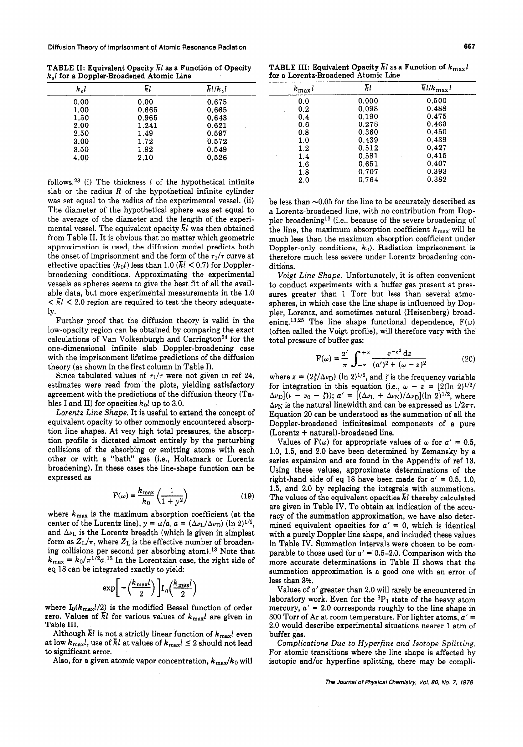**TABLE II: Equivalent Opacity $\bar{k}l$ as a Function of Opacity $k_0l$ for a Doppler-Broadened Atomic Line**

| $k_0l$ | $\bar{k}l$ | $\bar{k}l/k_0l$ |
|---|---|---|
| 0.00 | 0.00 | 0.675 |
| 1.00 | 0.665 | 0.665 |
| 1.50 | 0.965 | 0.643 |
| 2.00 | 1.241 | 0.621 |
| 2.50 | 1.49 | 0.597 |
| 3.00 | 1.72 | 0.572 |
| 3.50 | 1.92 | 0.549 |
| 4.00 | 2.10 | 0.526 |

follows.[23] (i) The thickness $l$ of the hypothetical infinite slab or the radius $R$ of the hypothetical infinite cylinder was set equal to the radius of the experimental vessel. (ii) The diameter of the hypothetical sphere was set equal to the average of the diameter and the length of the experimental vessel. The equivalent opacity $\bar{k}l$ was then obtained from Table II. It is obvious that no matter which geometric approximation is used, the diffusion model predicts both the onset of imprisonment and the form of the $\tau_1/\tau$ curve at effective opacities ($k_0l$) less than 1.0 ($\bar{k}l < 0.7$) for Doppler-broadening conditions. Approximating the experimental vessels as spheres seems to give the best fit of all the available data, but more experimental measurements in the 1.0 $< \bar{k}l <$ 2.0 region are required to test the theory adequately.

Further proof that the diffusion theory is valid in the low-opacity region can be obtained by comparing the exact calculations of Van Volkenburgh and Carrington[24] for the one-dimensional infinite slab Doppler-broadening case with the imprisonment lifetime predictions of the diffusion theory (as shown in the first column in Table I).

Since tabulated values of $\tau_1/\tau$ were not given in ref 24, estimates were read from the plots, yielding satisfactory agreement with the predictions of the diffusion theory (Tables I and II) for opacities $k_0l$ up to 3.0.

*Lorentz Line Shape.* It is useful to extend the concept of equivalent opacity to other commonly encountered absorption line shapes. At very high total pressures, the absorption profile is dictated almost entirely by the perturbing collisions of the absorbing or emitting atoms with each other or with a "bath" gas (i.e., Holtsmark or Lorentz broadening). In these cases the line-shape function can be expressed as

$$F(\omega) = \frac{k_{max}}{k_0}\left(\frac{1}{1+y^2}\right) \tag{19}$$

where $k_{max}$ is the maximum absorption coefficient (at the center of the Lorentz line), $y = \omega/a$, $a = (\Delta\nu_L/\Delta\nu_D)(\ln 2)^{1/2}$, and $\Delta\nu_L$ is the Lorentz breadth (which is given in simplest form as $Z_L/\pi$, where $Z_L$ is the effective number of broadening collisions per second per absorbing atom).[13] Note that $k_{max} = k_0/\pi^{1/2}a$.[13] In the Lorentzian case, the right side of eq 18 can be integrated exactly to yield:

$$\exp\left[-\left(\frac{k_{max}l}{2}\right)\right]I_0\left(\frac{k_{max}l}{2}\right)$$

where $I_0(k_{max}l/2)$ is the modified Bessel function of order zero. Values of $\bar{k}l$ for various values of $k_{max}l$ are given in Table III.

Although $\bar{k}l$ is not a strictly linear function of $k_{max}l$ even at low $k_{max}l$, use of $\bar{k}l$ at values of $k_{max}l \leq 2$ should not lead to significant error.

Also, for a given atomic vapor concentration, $k_{max}/k_0$ will be less than ~0.05 for the line to be accurately described as a Lorentz-broadened line, with no contribution from Doppler broadening[13] (i.e., because of the severe broadening of the line, the maximum absorption coefficient $k_{max}$ will be much less than the maximum absorption coefficient under Doppler-only conditions, $k_0$). Radiation imprisonment is therefore much less severe under Lorentz broadening conditions.

**TABLE III: Equivalent Opacity $\bar{k}l$ as a Function of $k_{max}l$ for a Lorentz-Broadened Atomic Line**

| $k_{max}l$ | $\bar{k}l$ | $\bar{k}l/k_{max}l$ |
|---|---|---|
| 0.0 | 0.000 | 0.500 |
| 0.2 | 0.098 | 0.488 |
| 0.4 | 0.190 | 0.475 |
| 0.6 | 0.278 | 0.463 |
| 0.8 | 0.360 | 0.450 |
| 1.0 | 0.439 | 0.439 |
| 1.2 | 0.512 | 0.427 |
| 1.4 | 0.581 | 0.415 |
| 1.6 | 0.651 | 0.407 |
| 1.8 | 0.707 | 0.393 |
| 2.0 | 0.764 | 0.382 |

*Voigt Line Shape.* Unfortunately, it is often convenient to conduct experiments with a buffer gas present at pressures greater than 1 Torr but less than several atmospheres, in which case the line shape is influenced by Doppler, Lorentz, and sometimes natural (Heisenberg) broadening.[13,25] The line shape functional dependence, $F(\omega)$ (often called the Voigt profile), will therefore vary with the total pressure of buffer gas:

$$F(\omega) = \frac{a'}{\pi}\int_{-\infty}^{+\infty}\frac{e^{-z^2}\,dz}{(a')^2 + (\omega - z)^2} \tag{20}$$

where $z = (2\zeta/\Delta\nu_D)(\ln 2)^{1/2}$, and $\zeta$ is the frequency variable for integration in this equation (i.e., $\omega - z = [2(\ln 2)^{1/2}/\Delta\nu_D](\nu - \nu_0 - \zeta)$); $a' = [(\Delta\nu_L + \Delta\nu_N)/\Delta\nu_D](\ln 2)^{1/2}$, where $\Delta\nu_N$ is the natural linewidth and can be expressed as $1/2\pi\tau$. Equation 20 can be understood as the summation of all the Doppler-broadened infinitesimal components of a pure (Lorentz + natural)-broadened line.

Values of $F(\omega)$ for appropriate values of $\omega$ for $a'$ = 0.5, 1.0, 1.5, and 2.0 have been determined by Zemansky by a series expansion and are found in the Appendix of ref 13. Using these values, approximate determinations of the right-hand side of eq 18 have been made for $a'$ = 0.5, 1.0, 1.5, and 2.0 by replacing the integrals with summations. The values of the equivalent opacities $\bar{k}l$ thereby calculated are given in Table IV. To obtain an indication of the accuracy of the summation approximation, we have also determined equivalent opacities for $a'$ = 0, which is identical with a purely Doppler line shape, and included these values in Table IV. Summation intervals were chosen to be comparable to those used for $a'$ = 0.5–2.0. Comparison with the more accurate determinations in Table II shows that the summation approximation is a good one with an error of less than 3%.

Values of $a'$ greater than 2.0 will rarely be encountered in laboratory work. Even for the $^3P_1$ state of the heavy atom mercury, $a'$ = 2.0 corresponds roughly to the line shape in 300 Torr of Ar at room temperature. For lighter atoms, $a'$ = 2.0 would describe experimental situations nearer 1 atm of buffer gas.

*Complications Due to Hyperfine and Isotope Splitting.* For atomic transitions where the line shape is affected by isotopic and/or hyperfine splitting, there may be compli-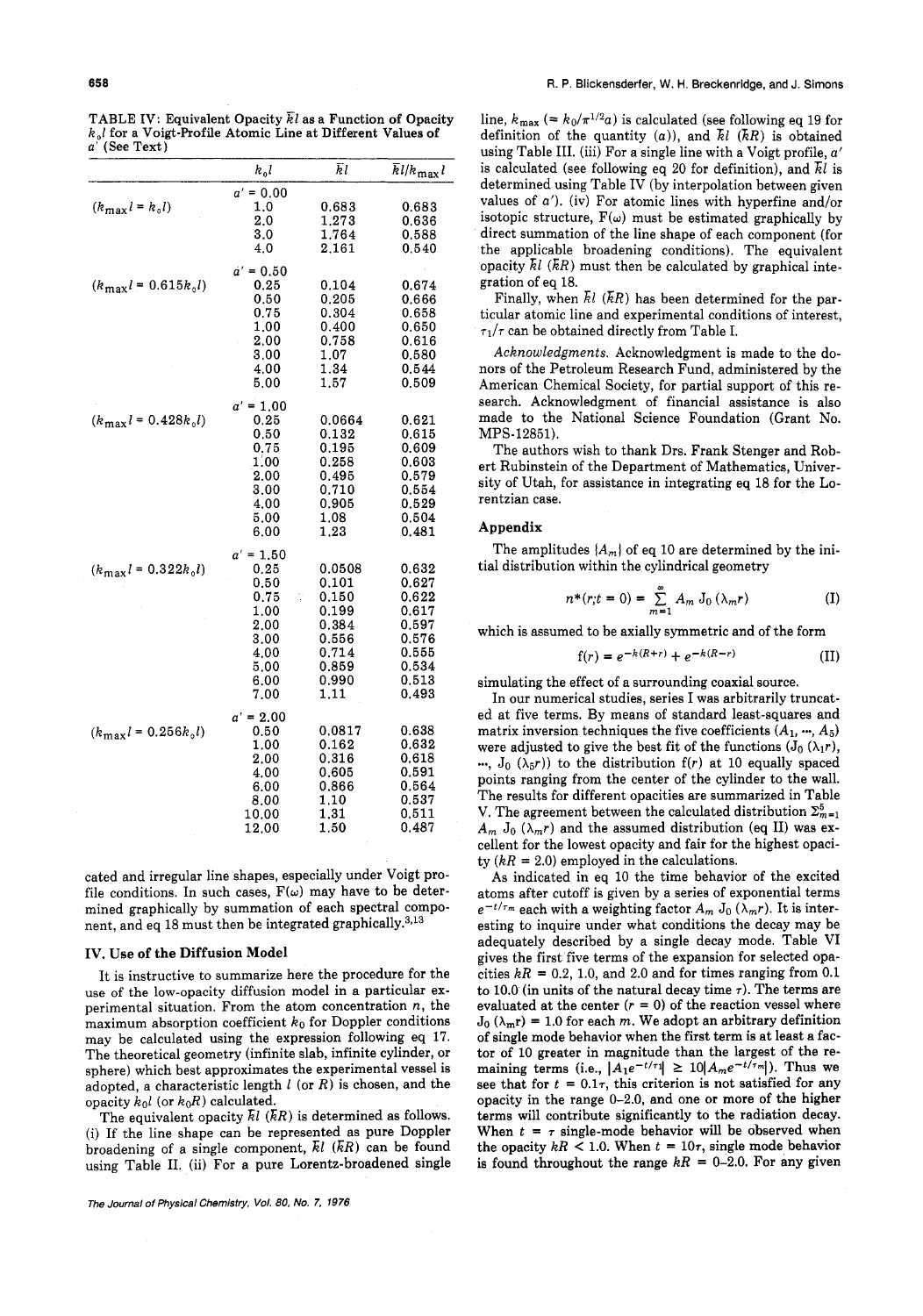TABLE IV: Equivalent Opacity $\bar{k}l$ as a Function of Opacity $k_0l$ for a Voigt-Profile Atomic Line at Different Values of $a'$ (See Text)

| | $k_0l$ | $\bar{k}l$ | $\bar{k}l/k_{max}l$ |
|---|---|---|---|
| | $a' = 0.00$ | | |
| $(k_{max}l = k_0l)$ | 1.0 | 0.683 | 0.683 |
| | 2.0 | 1.273 | 0.636 |
| | 3.0 | 1.764 | 0.588 |
| | 4.0 | 2.161 | 0.540 |
| | $a' = 0.50$ | | |
| $(k_{max}l = 0.615k_0l)$ | 0.25 | 0.104 | 0.674 |
| | 0.50 | 0.205 | 0.666 |
| | 0.75 | 0.304 | 0.658 |
| | 1.00 | 0.400 | 0.650 |
| | 2.00 | 0.758 | 0.616 |
| | 3.00 | 1.07 | 0.580 |
| | 4.00 | 1.34 | 0.544 |
| | 5.00 | 1.57 | 0.509 |
| | $a' = 1.00$ | | |
| $(k_{max}l = 0.428k_0l)$ | 0.25 | 0.0664 | 0.621 |
| | 0.50 | 0.132 | 0.615 |
| | 0.75 | 0.195 | 0.609 |
| | 1.00 | 0.258 | 0.603 |
| | 2.00 | 0.495 | 0.579 |
| | 3.00 | 0.710 | 0.554 |
| | 4.00 | 0.905 | 0.529 |
| | 5.00 | 1.08 | 0.504 |
| | 6.00 | 1.23 | 0.481 |
| | $a' = 1.50$ | | |
| $(k_{max}l = 0.322k_0l)$ | 0.25 | 0.0508 | 0.632 |
| | 0.50 | 0.101 | 0.627 |
| | 0.75 | 0.150 | 0.622 |
| | 1.00 | 0.199 | 0.617 |
| | 2.00 | 0.384 | 0.597 |
| | 3.00 | 0.556 | 0.576 |
| | 4.00 | 0.714 | 0.555 |
| | 5.00 | 0.859 | 0.534 |
| | 6.00 | 0.990 | 0.513 |
| | 7.00 | 1.11 | 0.493 |
| | $a' = 2.00$ | | |
| $(k_{max}l = 0.256k_0l)$ | 0.50 | 0.0817 | 0.638 |
| | 1.00 | 0.162 | 0.632 |
| | 2.00 | 0.316 | 0.618 |
| | 4.00 | 0.605 | 0.591 |
| | 6.00 | 0.866 | 0.564 |
| | 8.00 | 1.10 | 0.537 |
| | 10.00 | 1.31 | 0.511 |
| | 12.00 | 1.50 | 0.487 |

cated and irregular line shapes, especially under Voigt profile conditions. In such cases, $F(\omega)$ may have to be determined graphically by summation of each spectral component, and eq 18 must then be integrated graphically.[3,13]

## IV. Use of the Diffusion Model

It is instructive to summarize here the procedure for the use of the low-opacity diffusion model in a particular experimental situation. From the atom concentration $n$, the maximum absorption coefficient $k_0$ for Doppler conditions may be calculated using the expression following eq 17. The theoretical geometry (infinite slab, infinite cylinder, or sphere) which best approximates the experimental vessel is adopted, a characteristic length $l$ (or $R$) is chosen, and the opacity $k_0l$ (or $k_0R$) calculated.

The equivalent opacity $\bar{k}l$ ($\bar{k}R$) is determined as follows. (i) If the line shape can be represented as pure Doppler broadening of a single component, $\bar{k}l$ ($\bar{k}R$) can be found using Table II. (ii) For a pure Lorentz-broadened single line, $k_{max}$ ($= k_0/\pi^{1/2}a$) is calculated (see following eq 19 for definition of the quantity $(a)$), and $\bar{k}l$ ($\bar{k}R$) is obtained using Table III. (iii) For a single line with a Voigt profile, $a'$ is calculated (see following eq 20 for definition), and $\bar{k}l$ is determined using Table IV (by interpolation between given values of $a'$). (iv) For atomic lines with hyperfine and/or isotopic structure, $F(\omega)$ must be estimated graphically by direct summation of the line shape of each component (for the applicable broadening conditions). The equivalent opacity $\bar{k}l$ ($\bar{k}R$) must then be calculated by graphical integration of eq 18.

Finally, when $\bar{k}l$ ($\bar{k}R$) has been determined for the particular atomic line and experimental conditions of interest, $\tau_1/\tau$ can be obtained directly from Table I.

*Acknowledgments.* Acknowledgment is made to the donors of the Petroleum Research Fund, administered by the American Chemical Society, for partial support of this research. Acknowledgment of financial assistance is also made to the National Science Foundation (Grant No. MPS-12851).

The authors wish to thank Drs. Frank Stenger and Robert Rubinstein of the Department of Mathematics, University of Utah, for assistance in integrating eq 18 for the Lorentzian case.

## Appendix

The amplitudes $\{A_m\}$ of eq 10 are determined by the initial distribution within the cylindrical geometry

$$n^*(r;t = 0) = \sum_{m=1}^{\infty} A_m \, J_0(\lambda_m r) \tag{I}$$

which is assumed to be axially symmetric and of the form

$$f(r) = e^{-k(R+r)} + e^{-k(R-r)} \tag{II}$$

simulating the effect of a surrounding coaxial source.

In our numerical studies, series I was arbitrarily truncated at five terms. By means of standard least-squares and matrix inversion techniques the five coefficients ($A_1, \ldots, A_5$) were adjusted to give the best fit of the functions ($J_0(\lambda_1 r), \ldots, J_0(\lambda_5 r)$) to the distribution $f(r)$ at 10 equally spaced points ranging from the center of the cylinder to the wall. The results for different opacities are summarized in Table V. The agreement between the calculated distribution $\sum_{m=1}^{5} A_m \, J_0(\lambda_m r)$ and the assumed distribution (eq II) was excellent for the lowest opacity and fair for the highest opacity ($kR = 2.0$) employed in the calculations.

As indicated in eq 10 the time behavior of the excited atoms after cutoff is given by a series of exponential terms $e^{-t/\tau_m}$ each with a weighting factor $A_m \, J_0(\lambda_m r)$. It is interesting to inquire under what conditions the decay may be adequately described by a single decay mode. Table VI gives the first five terms of the expansion for selected opacities $kR = 0.2$, 1.0, and 2.0 and for times ranging from 0.1 to 10.0 (in units of the natural decay time $\tau$). The terms are evaluated at the center ($r = 0$) of the reaction vessel where $J_0(\lambda_m r) = 1.0$ for each $m$. We adopt an arbitrary definition of single mode behavior when the first term is at least a factor of 10 greater in magnitude than the largest of the remaining terms (i.e., $|A_1 e^{-t/\tau_1}| \geq 10|A_m e^{-t/\tau_m}|$). Thus we see that for $t = 0.1\tau$, this criterion is not satisfied for any opacity in the range 0–2.0, and one or more of the higher terms will still contribute significantly to the radiation decay. When $t = \tau$ single-mode behavior will be observed when the opacity $kR < 1.0$. When $t = 10\tau$, single mode behavior is found throughout the range $kR = 0$–$2.0$. For any given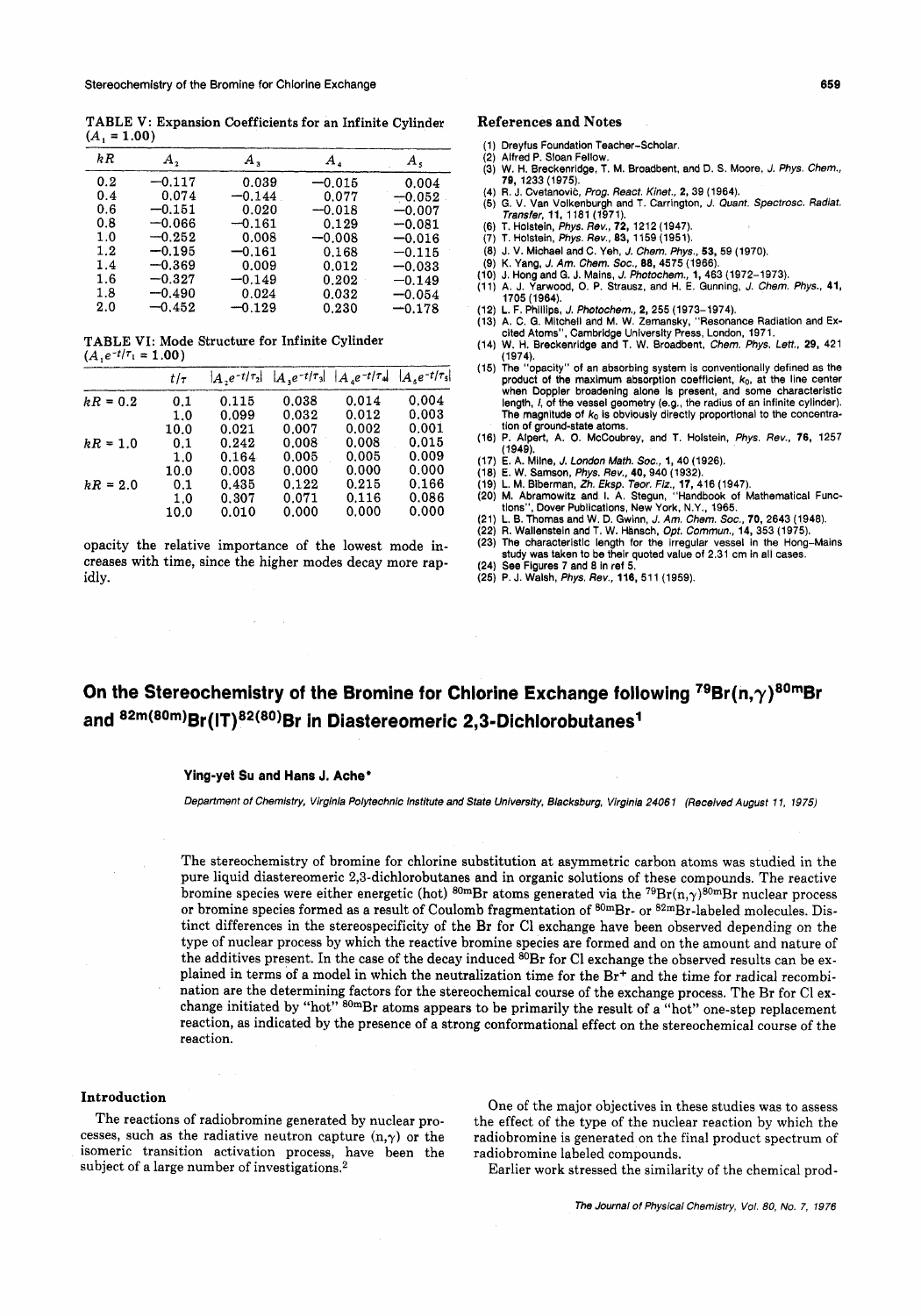TABLE V: Expansion Coefficients for an Infinite Cylinder ($A_1$ = 1.00)

| $kR$ | $A_2$ | $A_3$ | $A_4$ | $A_5$ |
|---|---|---|---|---|
| 0.2 | −0.117 | 0.039 | −0.015 | 0.004 |
| 0.4 | 0.074 | −0.144 | 0.077 | −0.052 |
| 0.6 | −0.151 | 0.020 | −0.018 | −0.007 |
| 0.8 | −0.066 | −0.161 | 0.129 | −0.081 |
| 1.0 | −0.252 | 0.008 | −0.008 | −0.016 |
| 1.2 | −0.195 | −0.161 | 0.168 | −0.115 |
| 1.4 | −0.369 | 0.009 | 0.012 | −0.033 |
| 1.6 | −0.327 | −0.149 | 0.202 | −0.149 |
| 1.8 | −0.490 | 0.024 | 0.032 | −0.054 |
| 2.0 | −0.452 | −0.129 | 0.230 | −0.178 |

TABLE VI: Mode Structure for Infinite Cylinder ($A_1e^{-t/\tau_1}$ = 1.00)

| | $t/\tau$ | $\|A_2e^{-t/\tau_2}\|$ | $\|A_3e^{-t/\tau_3}\|$ | $\|A_4e^{-t/\tau_4}\|$ | $\|A_5e^{-t/\tau_5}\|$ |
|---|---|---|---|---|---|
| $kR$ = 0.2 | 0.1 | 0.115 | 0.038 | 0.014 | 0.004 |
| | 1.0 | 0.099 | 0.032 | 0.012 | 0.003 |
| | 10.0 | 0.021 | 0.007 | 0.002 | 0.001 |
| $kR$ = 1.0 | 0.1 | 0.242 | 0.008 | 0.008 | 0.015 |
| | 1.0 | 0.164 | 0.005 | 0.005 | 0.009 |
| | 10.0 | 0.003 | 0.000 | 0.000 | 0.000 |
| $kR$ = 2.0 | 0.1 | 0.435 | 0.122 | 0.215 | 0.166 |
| | 1.0 | 0.307 | 0.071 | 0.116 | 0.086 |
| | 10.0 | 0.010 | 0.000 | 0.000 | 0.000 |

opacity the relative importance of the lowest mode increases with time, since the higher modes decay more rapidly.

## References and Notes

(1) Dreyfus Foundation Teacher-Scholar.
(2) Alfred P. Sloan Fellow.
(3) W. H. Breckenridge, T. M. Broadbent, and D. S. Moore, *J. Phys. Chem.*, **79**, 1233 (1975).
(4) R. J. Cvetanović, *Prog. React. Kinet.*, **2**, 39 (1964).
(5) G. V. Van Volkenburgh and T. Carrington, *J. Quant. Spectrosc. Radiat. Transfer*, **11**, 1181 (1971).
(6) T. Holstein, *Phys. Rev.*, **72**, 1212 (1947).
(7) T. Holstein, *Phys. Rev.*, **83**, 1159 (1951).
(8) J. V. Michael and C. Yeh, *J. Chem. Phys.*, **53**, 59 (1970).
(9) K. Yang, *J. Am. Chem. Soc.*, **88**, 4575 (1966).
(10) J. Hong and G. J. Mains, *J. Photochem.*, **1**, 463 (1972–1973).
(11) A. J. Yarwood, O. P. Strausz, and H. E. Gunning, *J. Chem. Phys.*, **41**, 1705 (1964).
(12) L. F. Phillips, *J. Photochem.*, **2**, 255 (1973–1974).
(13) A. C. G. Mitchell and M. W. Zemansky, "Resonance Radiation and Excited Atoms", Cambridge University Press, London, 1971.
(14) W. H. Breckenridge and T. W. Broadbent, *Chem. Phys. Lett.*, **29**, 421 (1974).
(15) The "opacity" of an absorbing system is conventionally defined as the product of the maximum absorption coefficient, $k_0$, at the line center when Doppler broadening alone is present, and some characteristic length, $l$, of the vessel geometry (e.g., the radius of an infinite cylinder). The magnitude of $k_0$ is obviously directly proportional to the concentration of ground-state atoms.
(16) P. Alpert, A. O. McCoubrey, and T. Holstein, *Phys. Rev.*, **76**, 1257 (1949).
(17) E. A. Milne, *J. London Math. Soc.*, **1**, 40 (1926).
(18) E. W. Samson, *Phys. Rev.*, **40**, 940 (1932).
(19) L. M. Biberman, *Zh. Eksp. Teor. Fiz.*, **17**, 416 (1947).
(20) M. Abramowitz and I. A. Stegun, "Handbook of Mathematical Functions", Dover Publications, New York, N.Y., 1965.
(21) L. B. Thomas and W. D. Gwinn, *J. Am. Chem. Soc.*, **70**, 2643 (1948).
(22) R. Wallenstein and T. W. Hänsch, *Opt. Commun.*, **14**, 353 (1975).
(23) The characteristic length for the irregular vessel in the Hong–Mains study was taken to be their quoted value of 2.31 cm in all cases.
(24) See Figures 7 and 8 in ref 5.
(25) P. J. Walsh, *Phys. Rev.*, **116**, 511 (1959).

# On the Stereochemistry of the Bromine for Chlorine Exchange following $^{79}Br(n,\gamma)^{80m}Br$ and $^{82m(80m)}Br(IT)^{82(80)}Br$ in Diastereomeric 2,3-Dichlorobutanes[1]

**Ying-yet Su and Hans J. Ache\***

*Department of Chemistry, Virginia Polytechnic Institute and State University, Blacksburg, Virginia 24061 (Received August 11, 1975)*

The stereochemistry of bromine for chlorine substitution at asymmetric carbon atoms was studied in the pure liquid diastereomeric 2,3-dichlorobutanes and in organic solutions of these compounds. The reactive bromine species were either energetic (hot) $^{80m}Br$ atoms generated via the $^{79}Br(n,\gamma)^{80m}Br$ nuclear process or bromine species formed as a result of Coulomb fragmentation of $^{80m}Br$- or $^{82m}Br$-labeled molecules. Distinct differences in the stereospecificity of the Br for Cl exchange have been observed depending on the type of nuclear process by which the reactive bromine species are formed and on the amount and nature of the additives present. In the case of the decay induced $^{80}Br$ for Cl exchange the observed results can be explained in terms of a model in which the neutralization time for the $Br^+$ and the time for radical recombination are the determining factors for the stereochemical course of the exchange process. The Br for Cl exchange initiated by "hot" $^{80m}Br$ atoms appears to be primarily the result of a "hot" one-step replacement reaction, as indicated by the presence of a strong conformational effect on the stereochemical course of the reaction.

## Introduction

The reactions of radiobromine generated by nuclear processes, such as the radiative neutron capture (n,γ) or the isomeric transition activation process, have been the subject of a large number of investigations.[2]

One of the major objectives in these studies was to assess the effect of the type of the nuclear reaction by which the radiobromine is generated on the final product spectrum of radiobromine labeled compounds.

Earlier work stressed the similarity of the chemical prod-